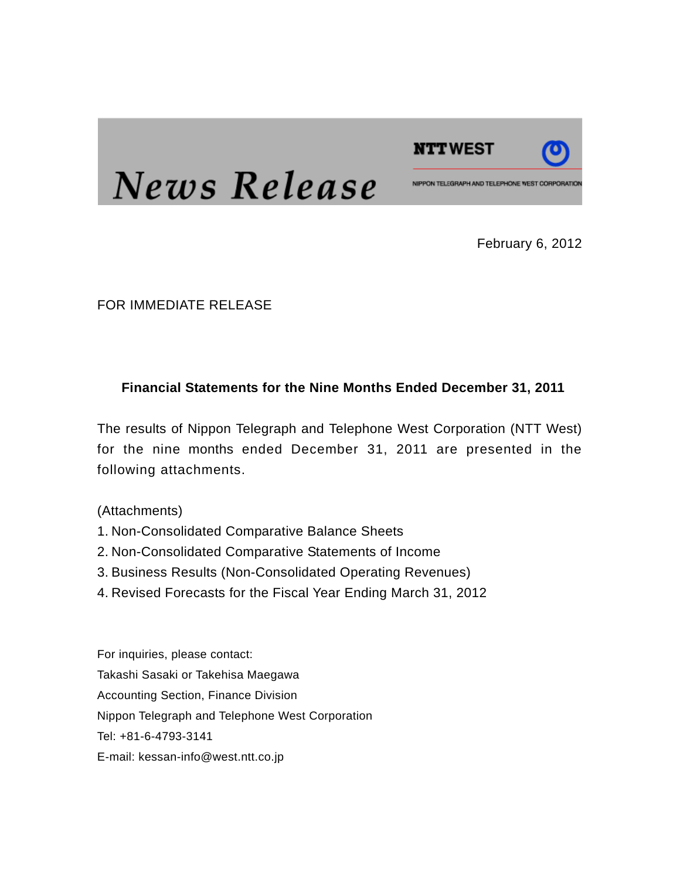# News Release

**NTT WEST**

NIPPON TELEGRAPH AND TELEPHONE WEST CORPORATION

February 6, 2012

FOR IMMEDIATE RELEASE

**Financial Statements for the Nine Months Ended December 31, 2011**

The results of Nippon Telegraph and Telephone West Corporation (NTT West) for the nine months ended December 31, 2011 are presented in the following attachments.

(Attachments)

1. Non-Consolidated Comparative Balance Sheets
2. Non-Consolidated Comparative Statements of Income
3. Business Results (Non-Consolidated Operating Revenues)
4. Revised Forecasts for the Fiscal Year Ending March 31, 2012

For inquiries, please contact:
Takashi Sasaki or Takehisa Maegawa
Accounting Section, Finance Division
Nippon Telegraph and Telephone West Corporation
Tel: +81-6-4793-3141
E-mail: kessan-info@west.ntt.co.jp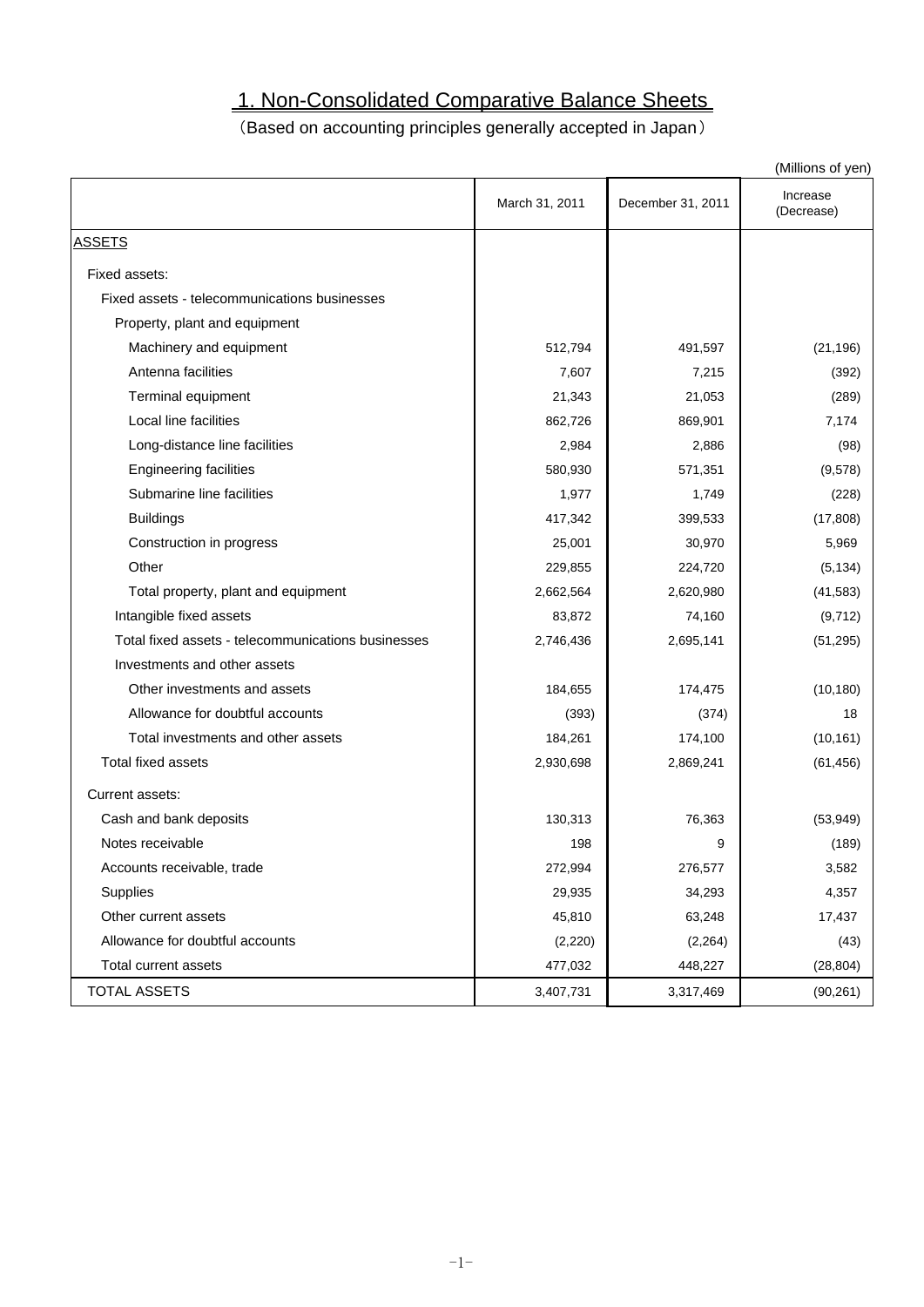# 1. Non-Consolidated Comparative Balance Sheets

（Based on accounting principles generally accepted in Japan）

(Millions of yen)

| | March 31, 2011 | December 31, 2011 | Increase (Decrease) |
|---|---|---|---|
| ASSETS | | | |
| Fixed assets: | | | |
| Fixed assets - telecommunications businesses | | | |
| Property, plant and equipment | | | |
| Machinery and equipment | 512,794 | 491,597 | (21,196) |
| Antenna facilities | 7,607 | 7,215 | (392) |
| Terminal equipment | 21,343 | 21,053 | (289) |
| Local line facilities | 862,726 | 869,901 | 7,174 |
| Long-distance line facilities | 2,984 | 2,886 | (98) |
| Engineering facilities | 580,930 | 571,351 | (9,578) |
| Submarine line facilities | 1,977 | 1,749 | (228) |
| Buildings | 417,342 | 399,533 | (17,808) |
| Construction in progress | 25,001 | 30,970 | 5,969 |
| Other | 229,855 | 224,720 | (5,134) |
| Total property, plant and equipment | 2,662,564 | 2,620,980 | (41,583) |
| Intangible fixed assets | 83,872 | 74,160 | (9,712) |
| Total fixed assets - telecommunications businesses | 2,746,436 | 2,695,141 | (51,295) |
| Investments and other assets | | | |
| Other investments and assets | 184,655 | 174,475 | (10,180) |
| Allowance for doubtful accounts | (393) | (374) | 18 |
| Total investments and other assets | 184,261 | 174,100 | (10,161) |
| Total fixed assets | 2,930,698 | 2,869,241 | (61,456) |
| Current assets: | | | |
| Cash and bank deposits | 130,313 | 76,363 | (53,949) |
| Notes receivable | 198 | 9 | (189) |
| Accounts receivable, trade | 272,994 | 276,577 | 3,582 |
| Supplies | 29,935 | 34,293 | 4,357 |
| Other current assets | 45,810 | 63,248 | 17,437 |
| Allowance for doubtful accounts | (2,220) | (2,264) | (43) |
| Total current assets | 477,032 | 448,227 | (28,804) |
| TOTAL ASSETS | 3,407,731 | 3,317,469 | (90,261) |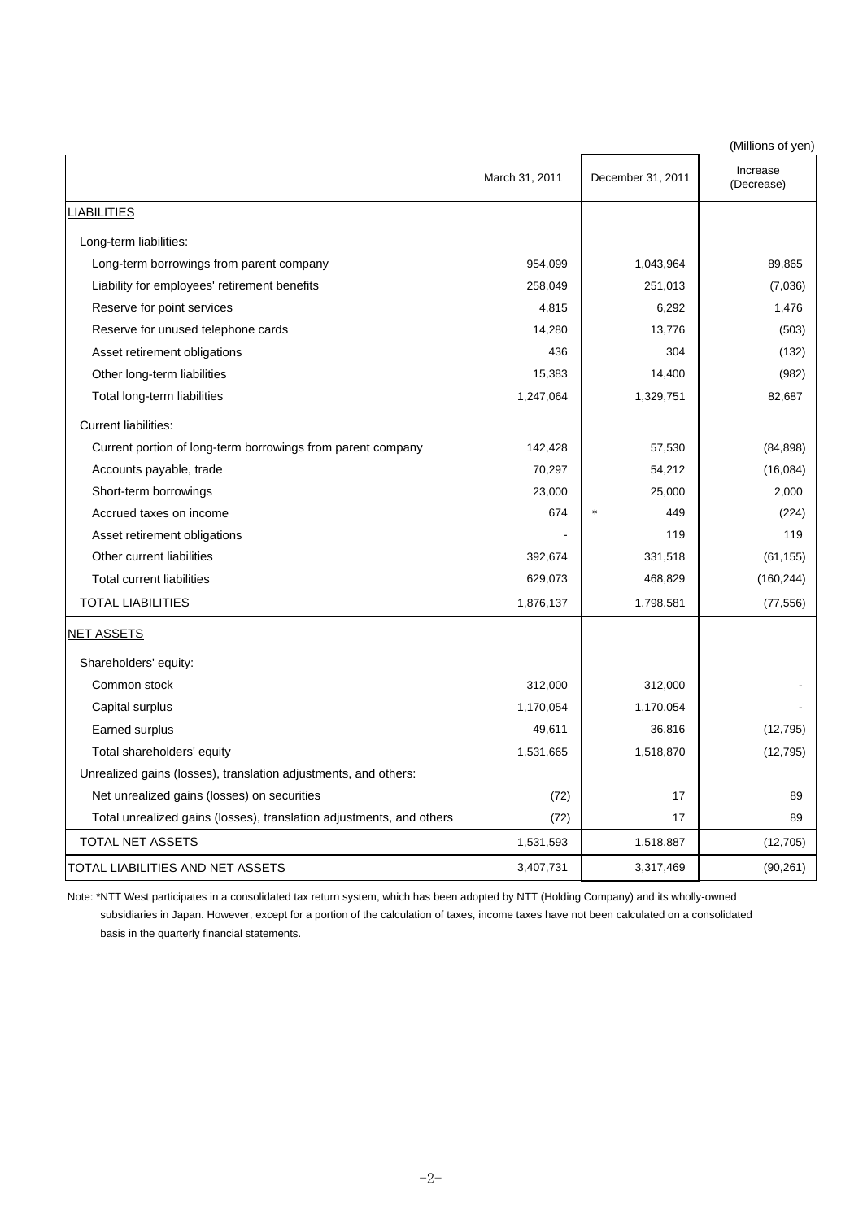(Millions of yen)

| | March 31, 2011 | December 31, 2011 | Increase (Decrease) |
|---|---|---|---|
| LIABILITIES | | | |
| Long-term liabilities: | | | |
| Long-term borrowings from parent company | 954,099 | 1,043,964 | 89,865 |
| Liability for employees' retirement benefits | 258,049 | 251,013 | (7,036) |
| Reserve for point services | 4,815 | 6,292 | 1,476 |
| Reserve for unused telephone cards | 14,280 | 13,776 | (503) |
| Asset retirement obligations | 436 | 304 | (132) |
| Other long-term liabilities | 15,383 | 14,400 | (982) |
| Total long-term liabilities | 1,247,064 | 1,329,751 | 82,687 |
| Current liabilities: | | | |
| Current portion of long-term borrowings from parent company | 142,428 | 57,530 | (84,898) |
| Accounts payable, trade | 70,297 | 54,212 | (16,084) |
| Short-term borrowings | 23,000 | 25,000 | 2,000 |
| Accrued taxes on income | 674 | * 449 | (224) |
| Asset retirement obligations | - | 119 | 119 |
| Other current liabilities | 392,674 | 331,518 | (61,155) |
| Total current liabilities | 629,073 | 468,829 | (160,244) |
| TOTAL LIABILITIES | 1,876,137 | 1,798,581 | (77,556) |
| NET ASSETS | | | |
| Shareholders' equity: | | | |
| Common stock | 312,000 | 312,000 | - |
| Capital surplus | 1,170,054 | 1,170,054 | - |
| Earned surplus | 49,611 | 36,816 | (12,795) |
| Total shareholders' equity | 1,531,665 | 1,518,870 | (12,795) |
| Unrealized gains (losses), translation adjustments, and others: | | | |
| Net unrealized gains (losses) on securities | (72) | 17 | 89 |
| Total unrealized gains (losses), translation adjustments, and others | (72) | 17 | 89 |
| TOTAL NET ASSETS | 1,531,593 | 1,518,887 | (12,705) |
| TOTAL LIABILITIES AND NET ASSETS | 3,407,731 | 3,317,469 | (90,261) |

Note: *NTT West participates in a consolidated tax return system, which has been adopted by NTT (Holding Company) and its wholly-owned subsidiaries in Japan. However, except for a portion of the calculation of taxes, income taxes have not been calculated on a consolidated basis in the quarterly financial statements.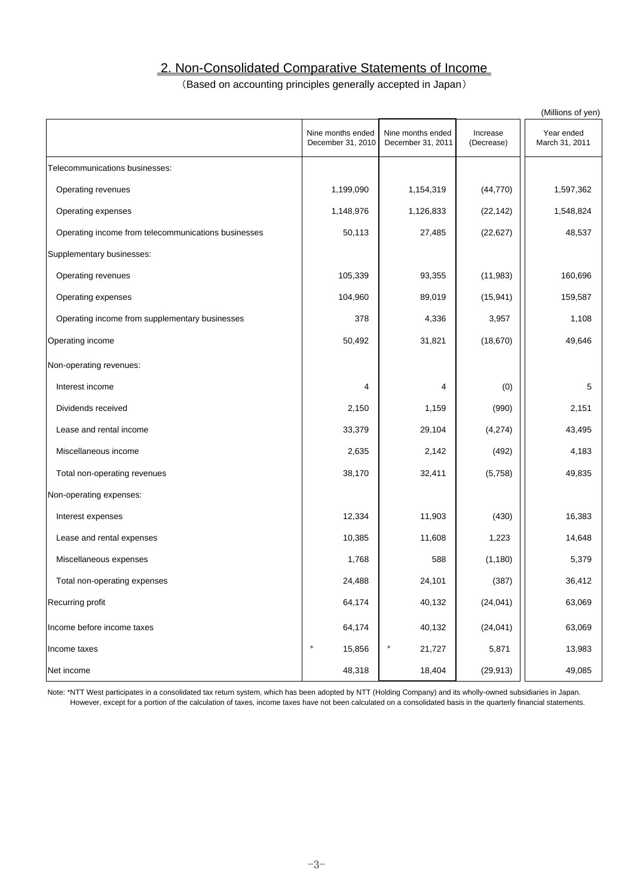## 2. Non-Consolidated Comparative Statements of Income

(Based on accounting principles generally accepted in Japan)

(Millions of yen)

| | Nine months ended December 31, 2010 | Nine months ended December 31, 2011 | Increase (Decrease) | Year ended March 31, 2011 |
|---|---|---|---|---|
| Telecommunications businesses: | | | | |
| Operating revenues | 1,199,090 | 1,154,319 | (44,770) | 1,597,362 |
| Operating expenses | 1,148,976 | 1,126,833 | (22,142) | 1,548,824 |
| Operating income from telecommunications businesses | 50,113 | 27,485 | (22,627) | 48,537 |
| Supplementary businesses: | | | | |
| Operating revenues | 105,339 | 93,355 | (11,983) | 160,696 |
| Operating expenses | 104,960 | 89,019 | (15,941) | 159,587 |
| Operating income from supplementary businesses | 378 | 4,336 | 3,957 | 1,108 |
| Operating income | 50,492 | 31,821 | (18,670) | 49,646 |
| Non-operating revenues: | | | | |
| Interest income | 4 | 4 | (0) | 5 |
| Dividends received | 2,150 | 1,159 | (990) | 2,151 |
| Lease and rental income | 33,379 | 29,104 | (4,274) | 43,495 |
| Miscellaneous income | 2,635 | 2,142 | (492) | 4,183 |
| Total non-operating revenues | 38,170 | 32,411 | (5,758) | 49,835 |
| Non-operating expenses: | | | | |
| Interest expenses | 12,334 | 11,903 | (430) | 16,383 |
| Lease and rental expenses | 10,385 | 11,608 | 1,223 | 14,648 |
| Miscellaneous expenses | 1,768 | 588 | (1,180) | 5,379 |
| Total non-operating expenses | 24,488 | 24,101 | (387) | 36,412 |
| Recurring profit | 64,174 | 40,132 | (24,041) | 63,069 |
| Income before income taxes | 64,174 | 40,132 | (24,041) | 63,069 |
| Income taxes | * 15,856 | * 21,727 | 5,871 | 13,983 |
| Net income | 48,318 | 18,404 | (29,913) | 49,085 |

Note: *NTT West participates in a consolidated tax return system, which has been adopted by NTT (Holding Company) and its wholly-owned subsidiaries in Japan. However, except for a portion of the calculation of taxes, income taxes have not been calculated on a consolidated basis in the quarterly financial statements.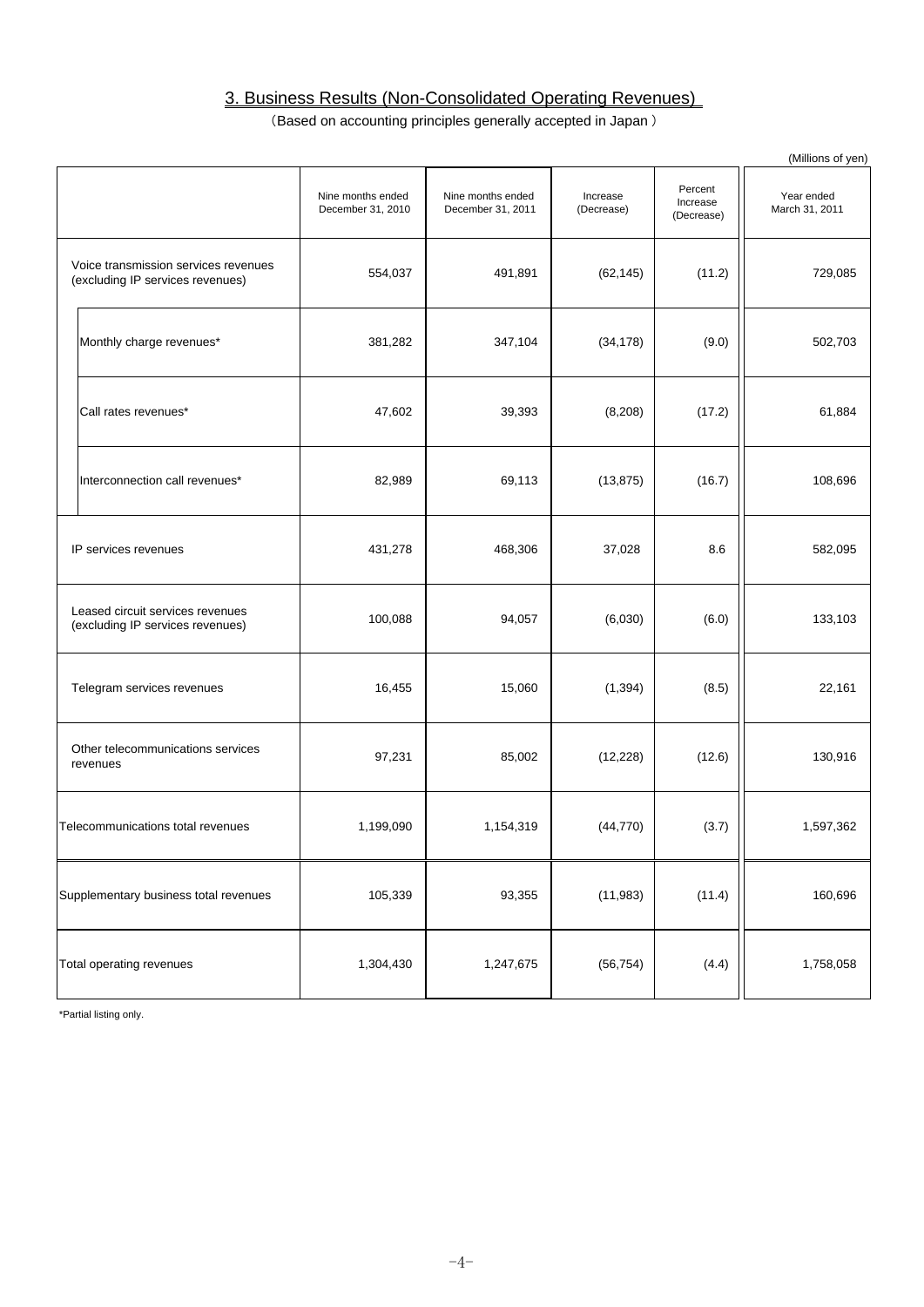## 3. Business Results (Non-Consolidated Operating Revenues)

（Based on accounting principles generally accepted in Japan ）

(Millions of yen)

| | Nine months ended December 31, 2010 | Nine months ended December 31, 2011 | Increase (Decrease) | Percent Increase (Decrease) | Year ended March 31, 2011 |
|---|---|---|---|---|---|
| Voice transmission services revenues (excluding IP services revenues) | 554,037 | 491,891 | (62,145) | (11.2) | 729,085 |
| Monthly charge revenues* | 381,282 | 347,104 | (34,178) | (9.0) | 502,703 |
| Call rates revenues* | 47,602 | 39,393 | (8,208) | (17.2) | 61,884 |
| Interconnection call revenues* | 82,989 | 69,113 | (13,875) | (16.7) | 108,696 |
| IP services revenues | 431,278 | 468,306 | 37,028 | 8.6 | 582,095 |
| Leased circuit services revenues (excluding IP services revenues) | 100,088 | 94,057 | (6,030) | (6.0) | 133,103 |
| Telegram services revenues | 16,455 | 15,060 | (1,394) | (8.5) | 22,161 |
| Other telecommunications services revenues | 97,231 | 85,002 | (12,228) | (12.6) | 130,916 |
| Telecommunications total revenues | 1,199,090 | 1,154,319 | (44,770) | (3.7) | 1,597,362 |
| Supplementary business total revenues | 105,339 | 93,355 | (11,983) | (11.4) | 160,696 |
| Total operating revenues | 1,304,430 | 1,247,675 | (56,754) | (4.4) | 1,758,058 |

*Partial listing only.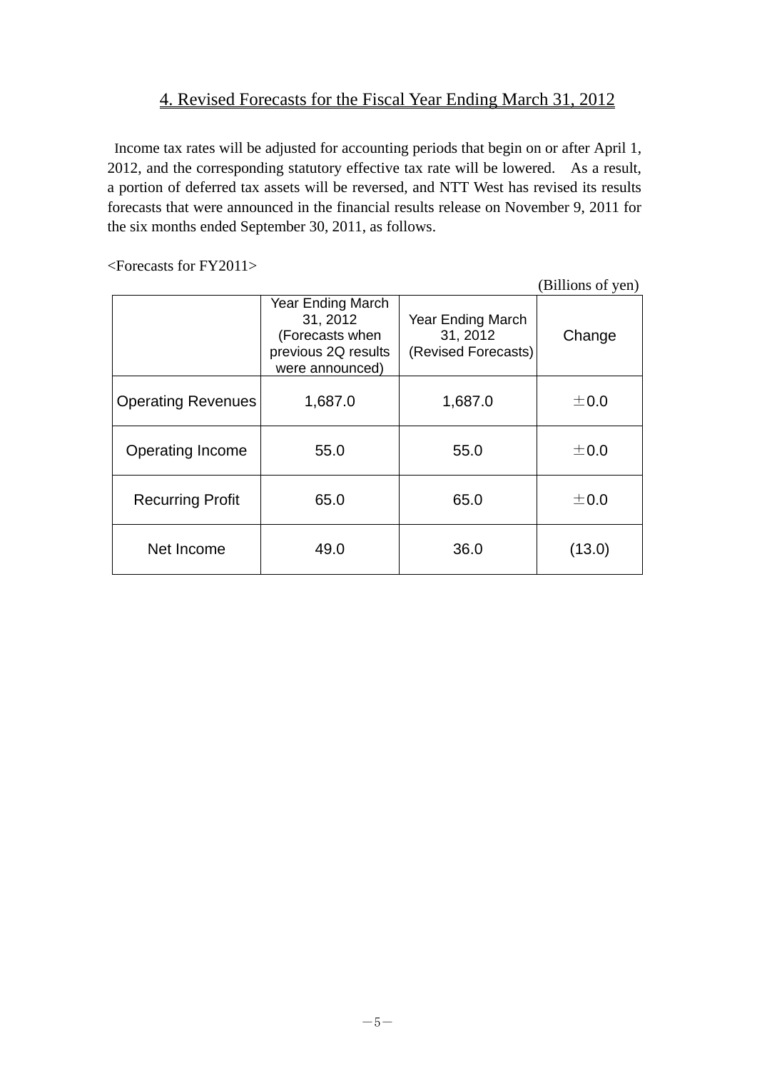## 4. Revised Forecasts for the Fiscal Year Ending March 31, 2012

Income tax rates will be adjusted for accounting periods that begin on or after April 1, 2012, and the corresponding statutory effective tax rate will be lowered. As a result, a portion of deferred tax assets will be reversed, and NTT West has revised its results forecasts that were announced in the financial results release on November 9, 2011 for the six months ended September 30, 2011, as follows.

<Forecasts for FY2011>

(Billions of yen)

| | Year Ending March 31, 2012 (Forecasts when previous 2Q results were announced) | Year Ending March 31, 2012 (Revised Forecasts) | Change |
|---|---|---|---|
| Operating Revenues | 1,687.0 | 1,687.0 | ±0.0 |
| Operating Income | 55.0 | 55.0 | ±0.0 |
| Recurring Profit | 65.0 | 65.0 | ±0.0 |
| Net Income | 49.0 | 36.0 | (13.0) |